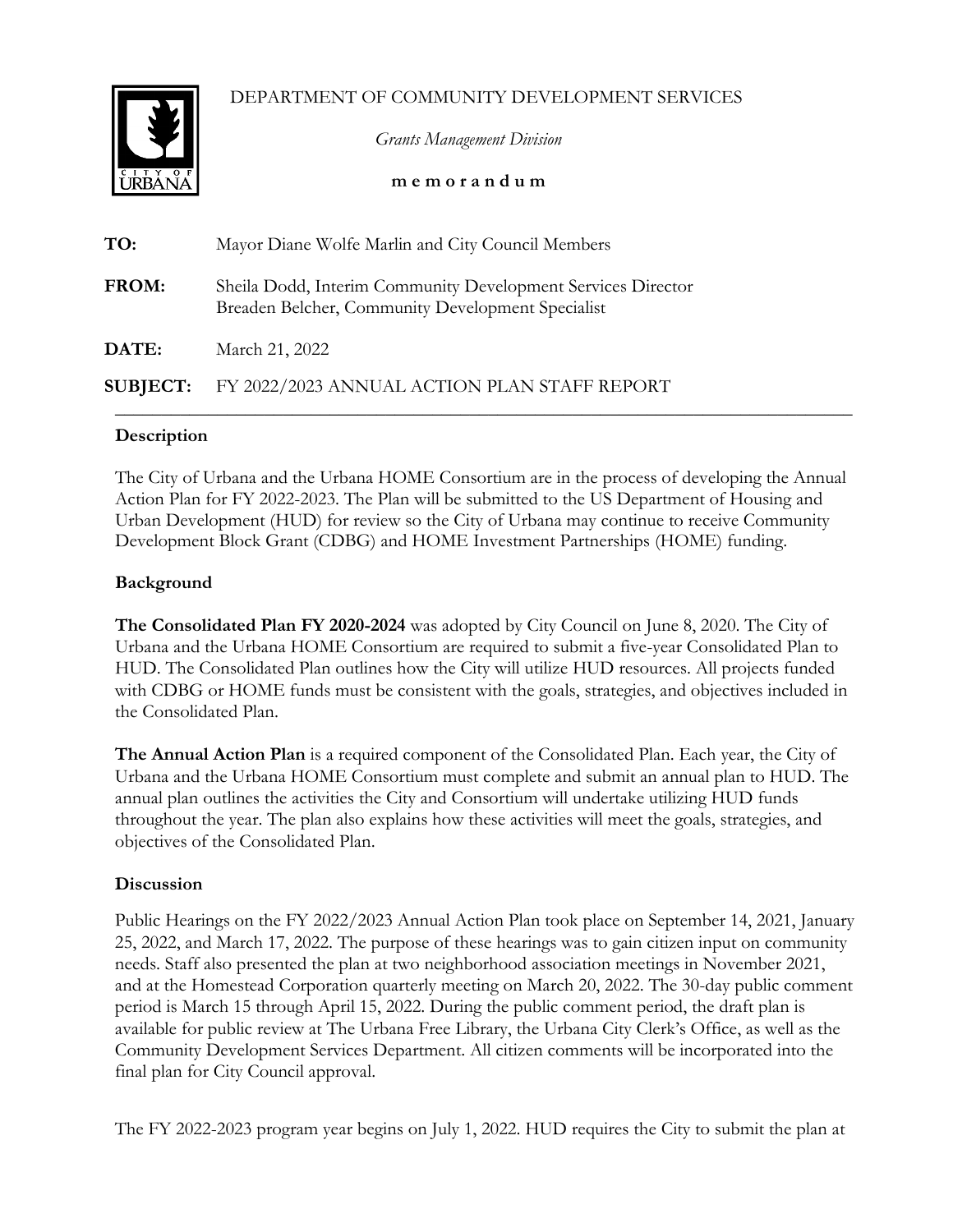DEPARTMENT OF COMMUNITY DEVELOPMENT SERVICES

*Grants Management Division*

**m e m o r a n d u m**

**TO:** Mayor Diane Wolfe Marlin and City Council Members

**FROM:** Sheila Dodd, Interim Community Development Services Director
Breaden Belcher, Community Development Specialist

**DATE:** March 21, 2022

**SUBJECT:** FY 2022/2023 ANNUAL ACTION PLAN STAFF REPORT

---

## Description

The City of Urbana and the Urbana HOME Consortium are in the process of developing the Annual Action Plan for FY 2022-2023. The Plan will be submitted to the US Department of Housing and Urban Development (HUD) for review so the City of Urbana may continue to receive Community Development Block Grant (CDBG) and HOME Investment Partnerships (HOME) funding.

## Background

**The Consolidated Plan FY 2020-2024** was adopted by City Council on June 8, 2020. The City of Urbana and the Urbana HOME Consortium are required to submit a five-year Consolidated Plan to HUD. The Consolidated Plan outlines how the City will utilize HUD resources. All projects funded with CDBG or HOME funds must be consistent with the goals, strategies, and objectives included in the Consolidated Plan.

**The Annual Action Plan** is a required component of the Consolidated Plan. Each year, the City of Urbana and the Urbana HOME Consortium must complete and submit an annual plan to HUD. The annual plan outlines the activities the City and Consortium will undertake utilizing HUD funds throughout the year. The plan also explains how these activities will meet the goals, strategies, and objectives of the Consolidated Plan.

## Discussion

Public Hearings on the FY 2022/2023 Annual Action Plan took place on September 14, 2021, January 25, 2022, and March 17, 2022. The purpose of these hearings was to gain citizen input on community needs. Staff also presented the plan at two neighborhood association meetings in November 2021, and at the Homestead Corporation quarterly meeting on March 20, 2022. The 30-day public comment period is March 15 through April 15, 2022. During the public comment period, the draft plan is available for public review at The Urbana Free Library, the Urbana City Clerk's Office, as well as the Community Development Services Department. All citizen comments will be incorporated into the final plan for City Council approval.

The FY 2022-2023 program year begins on July 1, 2022. HUD requires the City to submit the plan at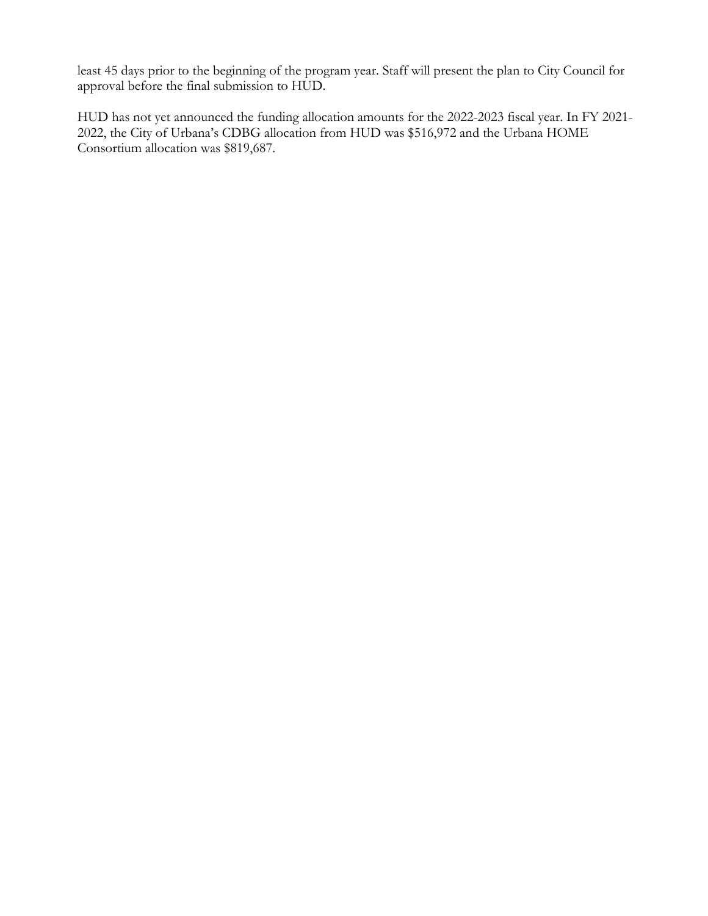least 45 days prior to the beginning of the program year. Staff will present the plan to City Council for approval before the final submission to HUD.

HUD has not yet announced the funding allocation amounts for the 2022-2023 fiscal year. In FY 2021-2022, the City of Urbana's CDBG allocation from HUD was $516,972 and the Urbana HOME Consortium allocation was $819,687.